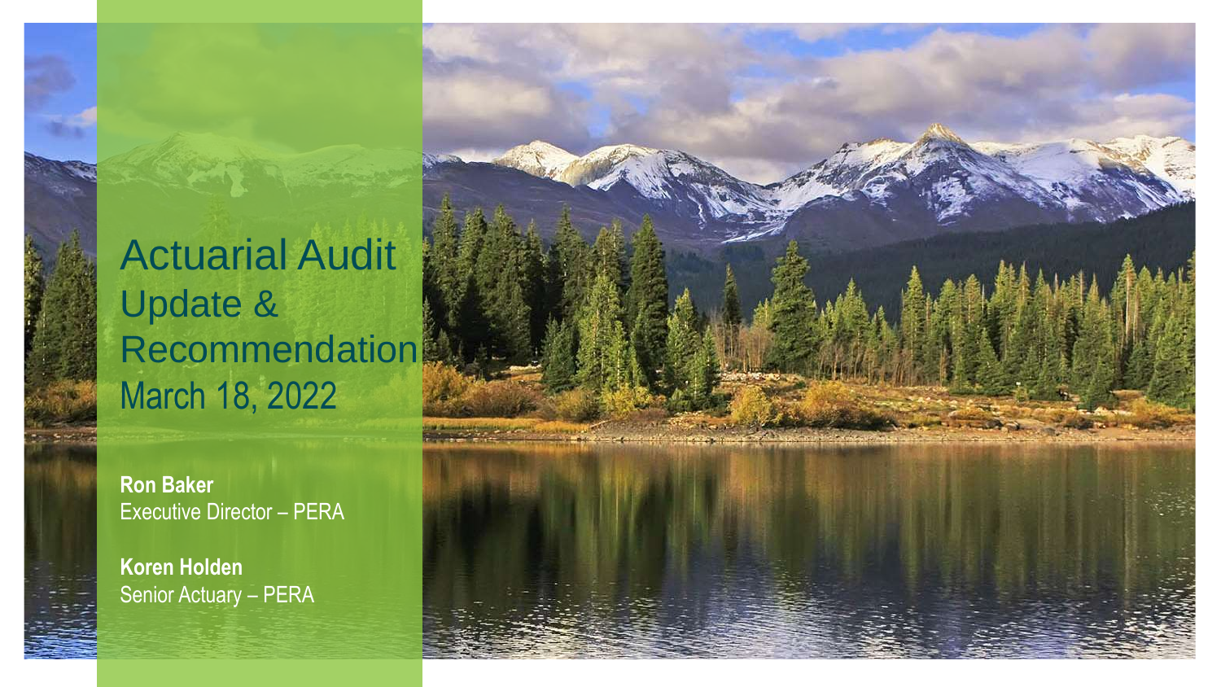# Actuarial Audit Update & Recommendation

March 18, 2022

**Ron Baker**
Executive Director – PERA

**Koren Holden**
Senior Actuary – PERA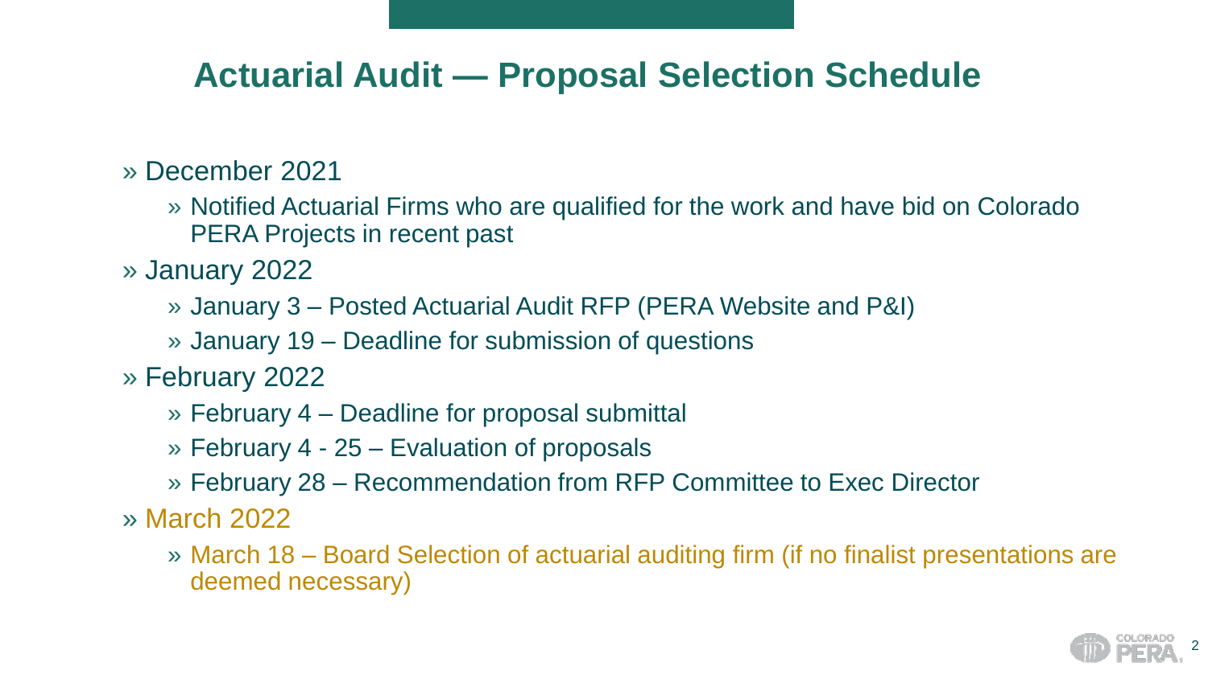# Actuarial Audit — Proposal Selection Schedule

- December 2021
  - Notified Actuarial Firms who are qualified for the work and have bid on Colorado PERA Projects in recent past
- January 2022
  - January 3 – Posted Actuarial Audit RFP (PERA Website and P&I)
  - January 19 – Deadline for submission of questions
- February 2022
  - February 4 – Deadline for proposal submittal
  - February 4 - 25 – Evaluation of proposals
  - February 28 – Recommendation from RFP Committee to Exec Director
- March 2022
  - March 18 – Board Selection of actuarial auditing firm (if no finalist presentations are deemed necessary)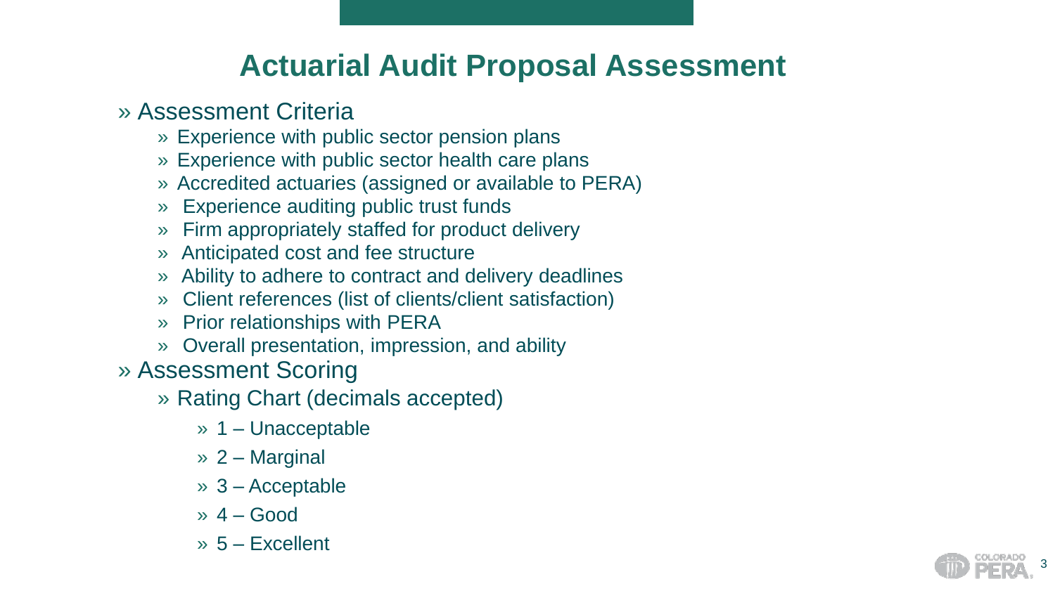# Actuarial Audit Proposal Assessment

- Assessment Criteria
  - Experience with public sector pension plans
  - Experience with public sector health care plans
  - Accredited actuaries (assigned or available to PERA)
  - Experience auditing public trust funds
  - Firm appropriately staffed for product delivery
  - Anticipated cost and fee structure
  - Ability to adhere to contract and delivery deadlines
  - Client references (list of clients/client satisfaction)
  - Prior relationships with PERA
  - Overall presentation, impression, and ability
- Assessment Scoring
  - Rating Chart (decimals accepted)
    - 1 – Unacceptable
    - 2 – Marginal
    - 3 – Acceptable
    - 4 – Good
    - 5 – Excellent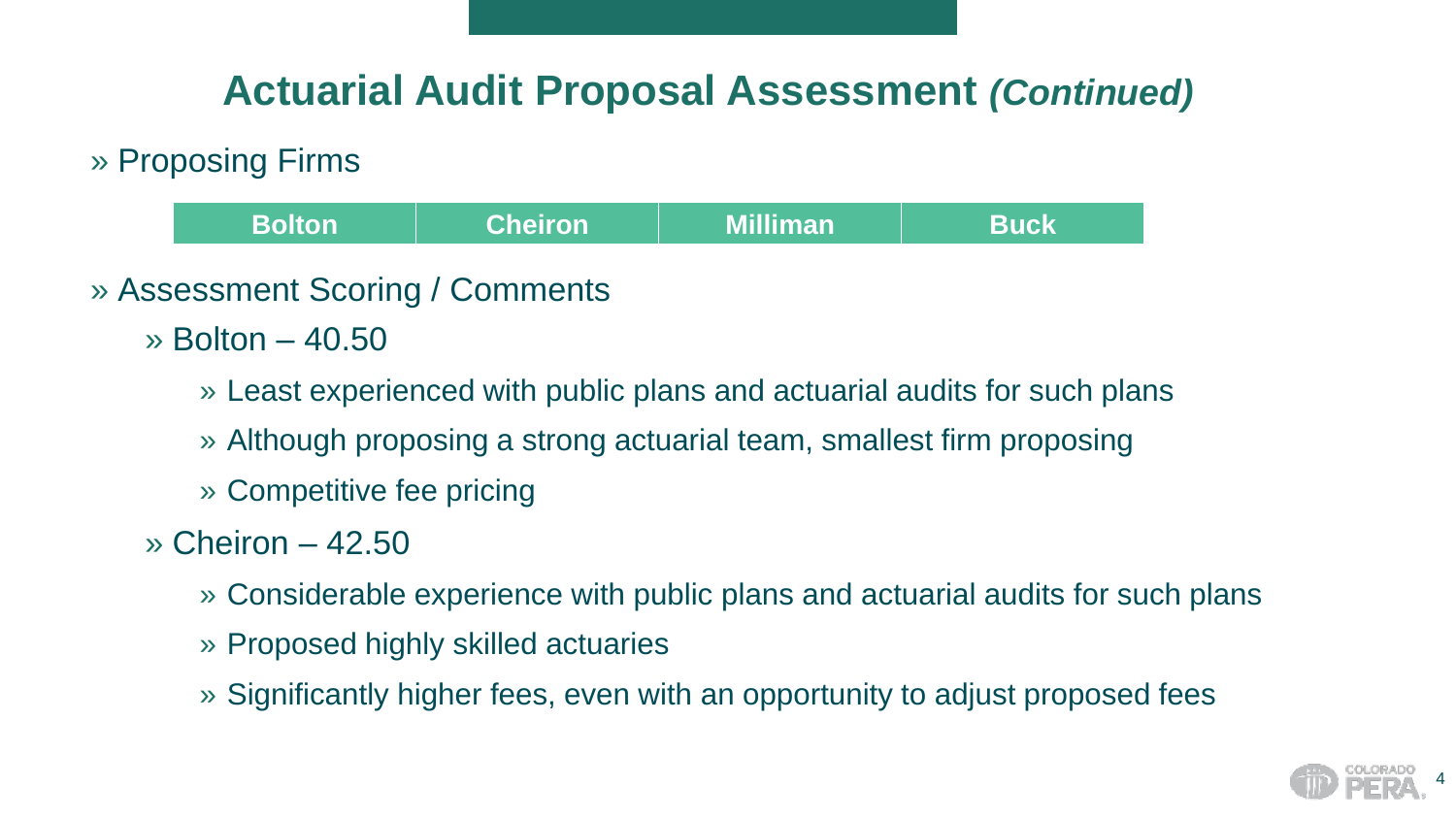# Actuarial Audit Proposal Assessment *(Continued)*

- Proposing Firms

| Bolton | Cheiron | Milliman | Buck |
|---|---|---|---|

- Assessment Scoring / Comments
  - Bolton – 40.50
    - Least experienced with public plans and actuarial audits for such plans
    - Although proposing a strong actuarial team, smallest firm proposing
    - Competitive fee pricing
  - Cheiron – 42.50
    - Considerable experience with public plans and actuarial audits for such plans
    - Proposed highly skilled actuaries
    - Significantly higher fees, even with an opportunity to adjust proposed fees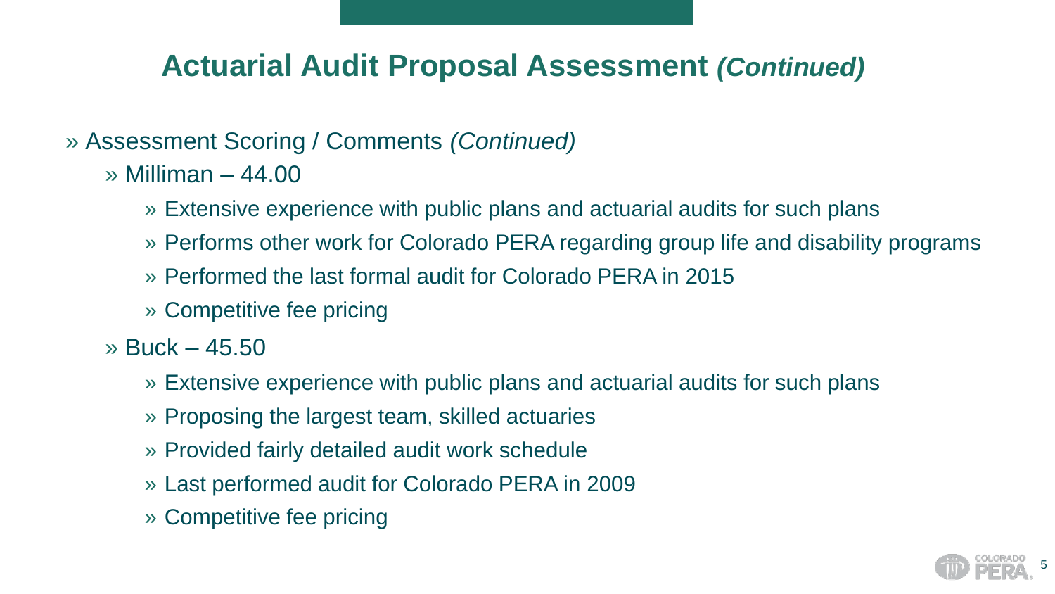# Actuarial Audit Proposal Assessment *(Continued)*

- Assessment Scoring / Comments *(Continued)*
  - Milliman – 44.00
    - Extensive experience with public plans and actuarial audits for such plans
    - Performs other work for Colorado PERA regarding group life and disability programs
    - Performed the last formal audit for Colorado PERA in 2015
    - Competitive fee pricing
  - Buck – 45.50
    - Extensive experience with public plans and actuarial audits for such plans
    - Proposing the largest team, skilled actuaries
    - Provided fairly detailed audit work schedule
    - Last performed audit for Colorado PERA in 2009
    - Competitive fee pricing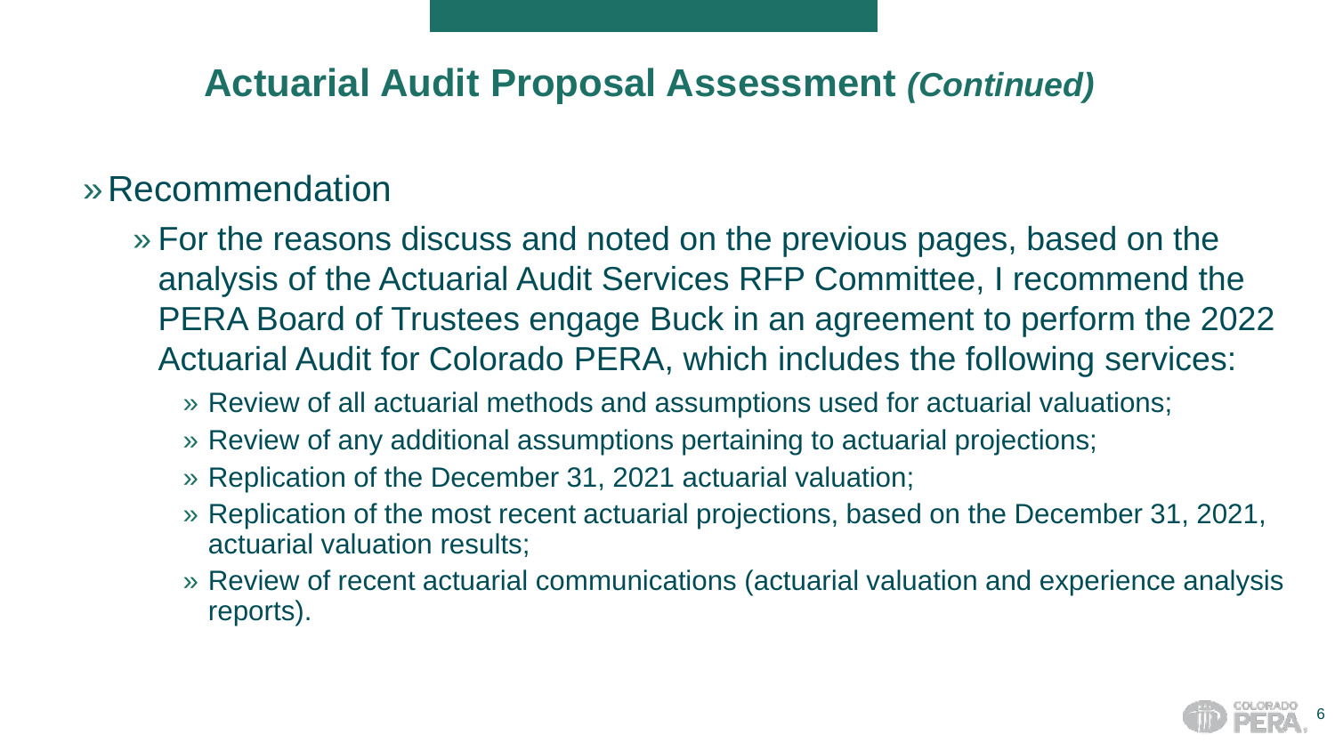## Actuarial Audit Proposal Assessment *(Continued)*

- Recommendation
  - For the reasons discuss and noted on the previous pages, based on the analysis of the Actuarial Audit Services RFP Committee, I recommend the PERA Board of Trustees engage Buck in an agreement to perform the 2022 Actuarial Audit for Colorado PERA, which includes the following services:
    - Review of all actuarial methods and assumptions used for actuarial valuations;
    - Review of any additional assumptions pertaining to actuarial projections;
    - Replication of the December 31, 2021 actuarial valuation;
    - Replication of the most recent actuarial projections, based on the December 31, 2021, actuarial valuation results;
    - Review of recent actuarial communications (actuarial valuation and experience analysis reports).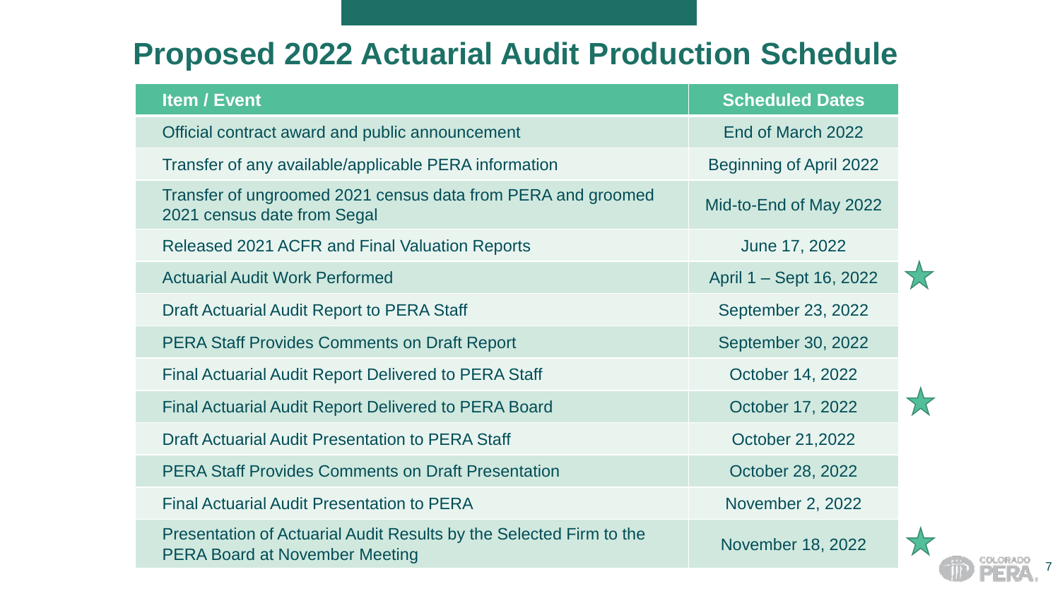# Proposed 2022 Actuarial Audit Production Schedule

| Item / Event | Scheduled Dates |
| --- | --- |
| Official contract award and public announcement | End of March 2022 |
| Transfer of any available/applicable PERA information | Beginning of April 2022 |
| Transfer of ungroomed 2021 census data from PERA and groomed 2021 census date from Segal | Mid-to-End of May 2022 |
| Released 2021 ACFR and Final Valuation Reports | June 17, 2022 |
| Actuarial Audit Work Performed | April 1 – Sept 16, 2022 ★ |
| Draft Actuarial Audit Report to PERA Staff | September 23, 2022 |
| PERA Staff Provides Comments on Draft Report | September 30, 2022 |
| Final Actuarial Audit Report Delivered to PERA Staff | October 14, 2022 |
| Final Actuarial Audit Report Delivered to PERA Board | October 17, 2022 ★ |
| Draft Actuarial Audit Presentation to PERA Staff | October 21,2022 |
| PERA Staff Provides Comments on Draft Presentation | October 28, 2022 |
| Final Actuarial Audit Presentation to PERA | November 2, 2022 |
| Presentation of Actuarial Audit Results by the Selected Firm to the PERA Board at November Meeting | November 18, 2022 ★ |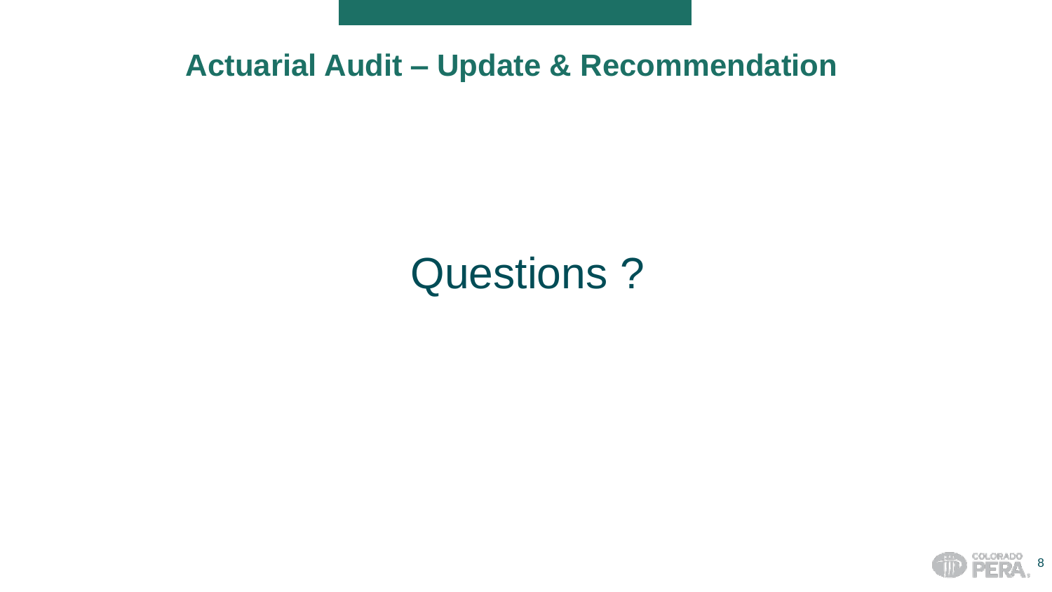## Actuarial Audit – Update & Recommendation

Questions ?